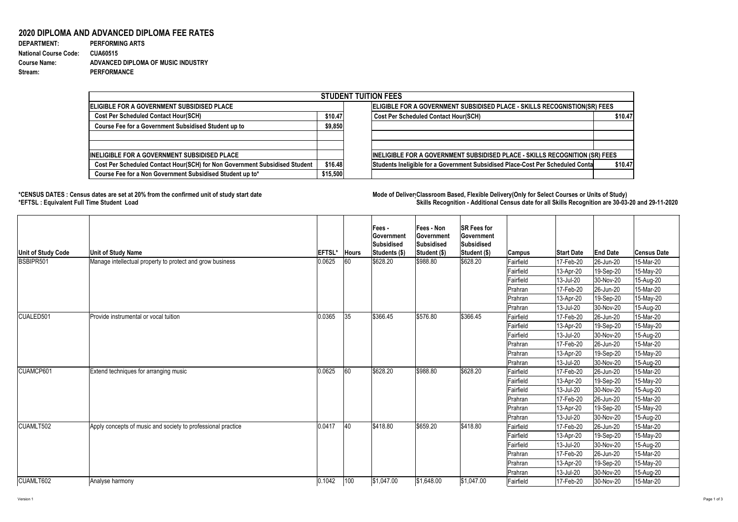# 2020 DIPLOMA AND ADVANCED DIPLOMA FEE RATES

**DEPARTMENT:** PERFORMING ARTS
**National Course Code:** CUA60515
**Course Name:** ADVANCED DIPLOMA OF MUSIC INDUSTRY
**Stream:** PERFORMANCE

| STUDENT TUITION FEES | | |
|---|---|---|
| **ELIGIBLE FOR A GOVERNMENT SUBSIDISED PLACE** | | **ELIGIBLE FOR A GOVERNMENT SUBSIDISED PLACE - SKILLS RECOGNISTION(SR) FEES** |
| Cost Per Scheduled Contact Hour(SCH) | $10.47 | Cost Per Scheduled Contact Hour(SCH) $10.47 |
| Course Fee for a Government Subsidised Student up to | $9,850 | |
| **INELIGIBLE FOR A GOVERNMENT SUBSIDISED PLACE** | | **INELIGIBLE FOR A GOVERNMENT SUBSIDISED PLACE - SKILLS RECOGNITION (SR) FEES** |
| Cost Per Scheduled Contact Hour(SCH) for Non Government Subsidised Student | $16.48 | Students Ineligible for a Government Subsidised Place-Cost Per Scheduled Conta $10.47 |
| Course Fee for a Non Government Subsidised Student up to* | $15,500 | |

**\*CENSUS DATES : Census dates are set at 20% from the confirmed unit of study start date**
**\*EFTSL : Equivalent Full Time Student Load**

**Mode of Delivery: Classroom Based, Flexible Delivery(Only for Select Courses or Units of Study)**
**Skills Recognition - Additional Census date for all Skills Recognition are 30-03-20 and 29-11-2020**

| Unit of Study Code | Unit of Study Name | EFTSL* | Hours | Fees - Government Subsidised Students ($) | Fees - Non Government Subsidised Student ($) | SR Fees for Government Subsidised Student ($) | Campus | Start Date | End Date | Census Date |
|---|---|---|---|---|---|---|---|---|---|---|
| BSBIPR501 | Manage intellectual property to protect and grow business | 0.0625 | 60 | $628.20 | $988.80 | $628.20 | Fairfield | 17-Feb-20 | 26-Jun-20 | 15-Mar-20 |
| | | | | | | | Fairfield | 13-Apr-20 | 19-Sep-20 | 15-May-20 |
| | | | | | | | Fairfield | 13-Jul-20 | 30-Nov-20 | 15-Aug-20 |
| | | | | | | | Prahran | 17-Feb-20 | 26-Jun-20 | 15-Mar-20 |
| | | | | | | | Prahran | 13-Apr-20 | 19-Sep-20 | 15-May-20 |
| | | | | | | | Prahran | 13-Jul-20 | 30-Nov-20 | 15-Aug-20 |
| CUALED501 | Provide instrumental or vocal tuition | 0.0365 | 35 | $366.45 | $576.80 | $366.45 | Fairfield | 17-Feb-20 | 26-Jun-20 | 15-Mar-20 |
| | | | | | | | Fairfield | 13-Apr-20 | 19-Sep-20 | 15-May-20 |
| | | | | | | | Fairfield | 13-Jul-20 | 30-Nov-20 | 15-Aug-20 |
| | | | | | | | Prahran | 17-Feb-20 | 26-Jun-20 | 15-Mar-20 |
| | | | | | | | Prahran | 13-Apr-20 | 19-Sep-20 | 15-May-20 |
| | | | | | | | Prahran | 13-Jul-20 | 30-Nov-20 | 15-Aug-20 |
| CUAMCP601 | Extend techniques for arranging music | 0.0625 | 60 | $628.20 | $988.80 | $628.20 | Fairfield | 17-Feb-20 | 26-Jun-20 | 15-Mar-20 |
| | | | | | | | Fairfield | 13-Apr-20 | 19-Sep-20 | 15-May-20 |
| | | | | | | | Fairfield | 13-Jul-20 | 30-Nov-20 | 15-Aug-20 |
| | | | | | | | Prahran | 17-Feb-20 | 26-Jun-20 | 15-Mar-20 |
| | | | | | | | Prahran | 13-Apr-20 | 19-Sep-20 | 15-May-20 |
| | | | | | | | Prahran | 13-Jul-20 | 30-Nov-20 | 15-Aug-20 |
| CUAMLT502 | Apply concepts of music and society to professional practice | 0.0417 | 40 | $418.80 | $659.20 | $418.80 | Fairfield | 17-Feb-20 | 26-Jun-20 | 15-Mar-20 |
| | | | | | | | Fairfield | 13-Apr-20 | 19-Sep-20 | 15-May-20 |
| | | | | | | | Fairfield | 13-Jul-20 | 30-Nov-20 | 15-Aug-20 |
| | | | | | | | Prahran | 17-Feb-20 | 26-Jun-20 | 15-Mar-20 |
| | | | | | | | Prahran | 13-Apr-20 | 19-Sep-20 | 15-May-20 |
| | | | | | | | Prahran | 13-Jul-20 | 30-Nov-20 | 15-Aug-20 |
| CUAMLT602 | Analyse harmony | 0.1042 | 100 | $1,047.00 | $1,648.00 | $1,047.00 | Fairfield | 17-Feb-20 | 30-Nov-20 | 15-Mar-20 |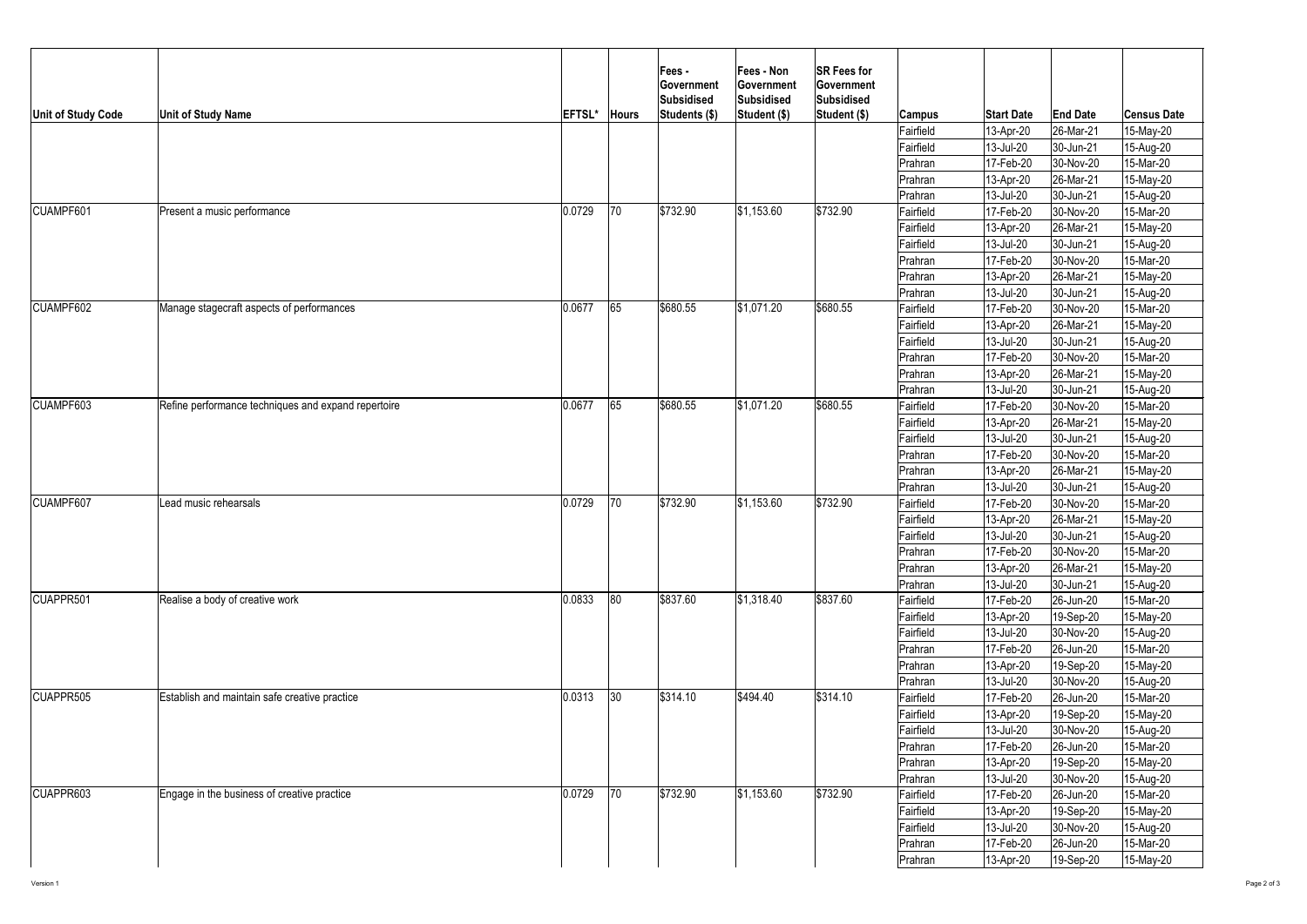| Unit of Study Code | Unit of Study Name | EFTSL* | Hours | Fees - Government Subsidised Students ($) | Fees - Non Government Subsidised Student ($) | SR Fees for Government Subsidised Student ($) | Campus | Start Date | End Date | Census Date |
|---|---|---|---|---|---|---|---|---|---|---|
| | | | | | | | Fairfield | 13-Apr-20 | 26-Mar-21 | 15-May-20 |
| | | | | | | | Fairfield | 13-Jul-20 | 30-Jun-21 | 15-Aug-20 |
| | | | | | | | Prahran | 17-Feb-20 | 30-Nov-20 | 15-Mar-20 |
| | | | | | | | Prahran | 13-Apr-20 | 26-Mar-21 | 15-May-20 |
| | | | | | | | Prahran | 13-Jul-20 | 30-Jun-21 | 15-Aug-20 |
| CUAMPF601 | Present a music performance | 0.0729 | 70 | $732.90 | $1,153.60 | $732.90 | Fairfield | 17-Feb-20 | 30-Nov-20 | 15-Mar-20 |
| | | | | | | | Fairfield | 13-Apr-20 | 26-Mar-21 | 15-May-20 |
| | | | | | | | Fairfield | 13-Jul-20 | 30-Jun-21 | 15-Aug-20 |
| | | | | | | | Prahran | 17-Feb-20 | 30-Nov-20 | 15-Mar-20 |
| | | | | | | | Prahran | 13-Apr-20 | 26-Mar-21 | 15-May-20 |
| | | | | | | | Prahran | 13-Jul-20 | 30-Jun-21 | 15-Aug-20 |
| CUAMPF602 | Manage stagecraft aspects of performances | 0.0677 | 65 | $680.55 | $1,071.20 | $680.55 | Fairfield | 17-Feb-20 | 30-Nov-20 | 15-Mar-20 |
| | | | | | | | Fairfield | 13-Apr-20 | 26-Mar-21 | 15-May-20 |
| | | | | | | | Fairfield | 13-Jul-20 | 30-Jun-21 | 15-Aug-20 |
| | | | | | | | Prahran | 17-Feb-20 | 30-Nov-20 | 15-Mar-20 |
| | | | | | | | Prahran | 13-Apr-20 | 26-Mar-21 | 15-May-20 |
| | | | | | | | Prahran | 13-Jul-20 | 30-Jun-21 | 15-Aug-20 |
| CUAMPF603 | Refine performance techniques and expand repertoire | 0.0677 | 65 | $680.55 | $1,071.20 | $680.55 | Fairfield | 17-Feb-20 | 30-Nov-20 | 15-Mar-20 |
| | | | | | | | Fairfield | 13-Apr-20 | 26-Mar-21 | 15-May-20 |
| | | | | | | | Fairfield | 13-Jul-20 | 30-Jun-21 | 15-Aug-20 |
| | | | | | | | Prahran | 17-Feb-20 | 30-Nov-20 | 15-Mar-20 |
| | | | | | | | Prahran | 13-Apr-20 | 26-Mar-21 | 15-May-20 |
| | | | | | | | Prahran | 13-Jul-20 | 30-Jun-21 | 15-Aug-20 |
| CUAMPF607 | Lead music rehearsals | 0.0729 | 70 | $732.90 | $1,153.60 | $732.90 | Fairfield | 17-Feb-20 | 30-Nov-20 | 15-Mar-20 |
| | | | | | | | Fairfield | 13-Apr-20 | 26-Mar-21 | 15-May-20 |
| | | | | | | | Fairfield | 13-Jul-20 | 30-Jun-21 | 15-Aug-20 |
| | | | | | | | Prahran | 17-Feb-20 | 30-Nov-20 | 15-Mar-20 |
| | | | | | | | Prahran | 13-Apr-20 | 26-Mar-21 | 15-May-20 |
| | | | | | | | Prahran | 13-Jul-20 | 30-Jun-21 | 15-Aug-20 |
| CUAPPR501 | Realise a body of creative work | 0.0833 | 80 | $837.60 | $1,318.40 | $837.60 | Fairfield | 17-Feb-20 | 26-Jun-20 | 15-Mar-20 |
| | | | | | | | Fairfield | 13-Apr-20 | 19-Sep-20 | 15-May-20 |
| | | | | | | | Fairfield | 13-Jul-20 | 30-Nov-20 | 15-Aug-20 |
| | | | | | | | Prahran | 17-Feb-20 | 26-Jun-20 | 15-Mar-20 |
| | | | | | | | Prahran | 13-Apr-20 | 19-Sep-20 | 15-May-20 |
| | | | | | | | Prahran | 13-Jul-20 | 30-Nov-20 | 15-Aug-20 |
| CUAPPR505 | Establish and maintain safe creative practice | 0.0313 | 30 | $314.10 | $494.40 | $314.10 | Fairfield | 17-Feb-20 | 26-Jun-20 | 15-Mar-20 |
| | | | | | | | Fairfield | 13-Apr-20 | 19-Sep-20 | 15-May-20 |
| | | | | | | | Fairfield | 13-Jul-20 | 30-Nov-20 | 15-Aug-20 |
| | | | | | | | Prahran | 17-Feb-20 | 26-Jun-20 | 15-Mar-20 |
| | | | | | | | Prahran | 13-Apr-20 | 19-Sep-20 | 15-May-20 |
| | | | | | | | Prahran | 13-Jul-20 | 30-Nov-20 | 15-Aug-20 |
| CUAPPR603 | Engage in the business of creative practice | 0.0729 | 70 | $732.90 | $1,153.60 | $732.90 | Fairfield | 17-Feb-20 | 26-Jun-20 | 15-Mar-20 |
| | | | | | | | Fairfield | 13-Apr-20 | 19-Sep-20 | 15-May-20 |
| | | | | | | | Fairfield | 13-Jul-20 | 30-Nov-20 | 15-Aug-20 |
| | | | | | | | Prahran | 17-Feb-20 | 26-Jun-20 | 15-Mar-20 |
| | | | | | | | Prahran | 13-Apr-20 | 19-Sep-20 | 15-May-20 |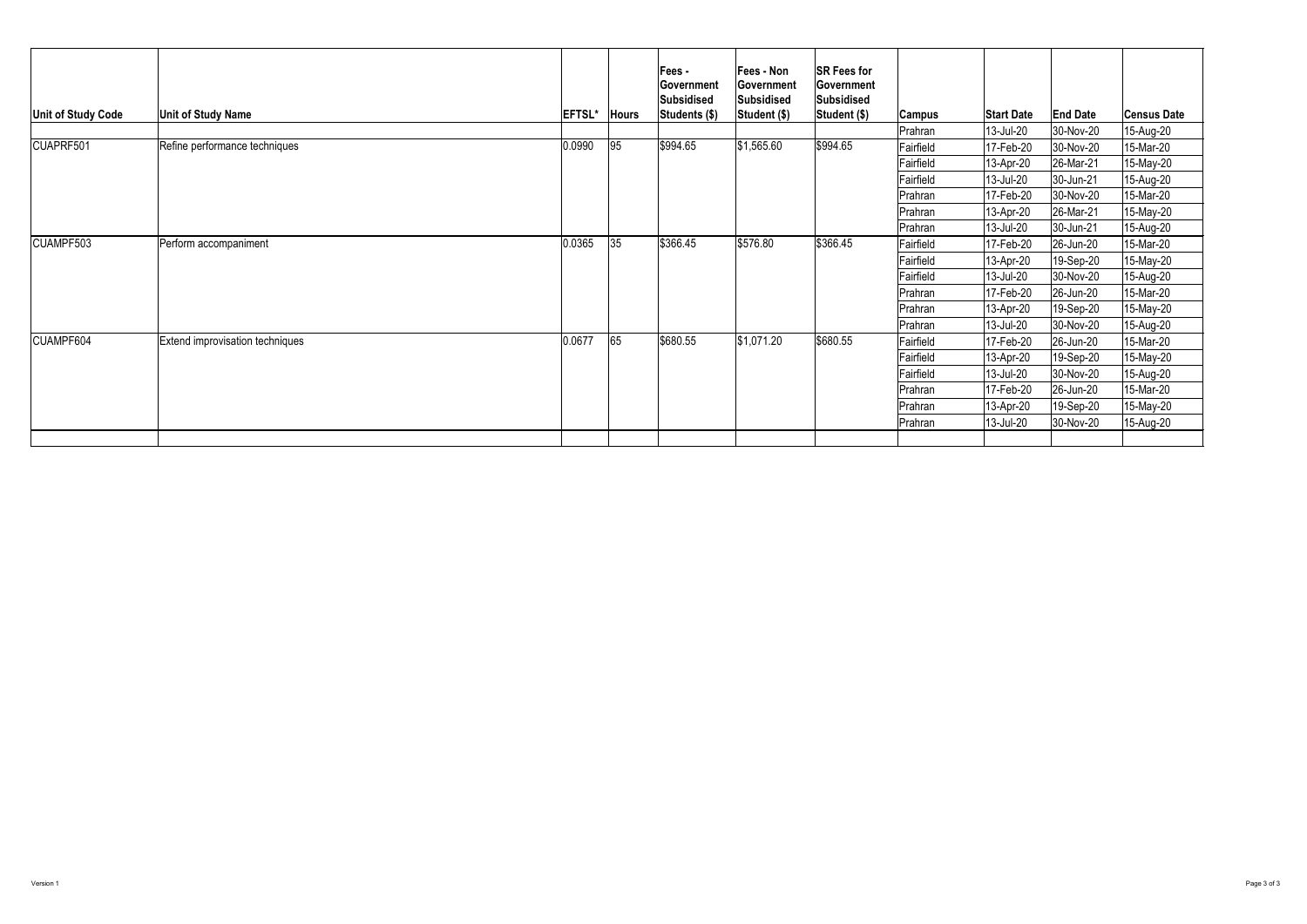| Unit of Study Code | Unit of Study Name | EFTSL* | Hours | Fees - Government Subsidised Students ($) | Fees - Non Government Subsidised Student ($) | SR Fees for Government Subsidised Student ($) | Campus | Start Date | End Date | Census Date |
|---|---|---|---|---|---|---|---|---|---|---|
| | | | | | | | Prahran | 13-Jul-20 | 30-Nov-20 | 15-Aug-20 |
| CUAPRF501 | Refine performance techniques | 0.0990 | 95 | $994.65 | $1,565.60 | $994.65 | Fairfield | 17-Feb-20 | 30-Nov-20 | 15-Mar-20 |
| | | | | | | | Fairfield | 13-Apr-20 | 26-Mar-21 | 15-May-20 |
| | | | | | | | Fairfield | 13-Jul-20 | 30-Jun-21 | 15-Aug-20 |
| | | | | | | | Prahran | 17-Feb-20 | 30-Nov-20 | 15-Mar-20 |
| | | | | | | | Prahran | 13-Apr-20 | 26-Mar-21 | 15-May-20 |
| | | | | | | | Prahran | 13-Jul-20 | 30-Jun-21 | 15-Aug-20 |
| CUAMPF503 | Perform accompaniment | 0.0365 | 35 | $366.45 | $576.80 | $366.45 | Fairfield | 17-Feb-20 | 26-Jun-20 | 15-Mar-20 |
| | | | | | | | Fairfield | 13-Apr-20 | 19-Sep-20 | 15-May-20 |
| | | | | | | | Fairfield | 13-Jul-20 | 30-Nov-20 | 15-Aug-20 |
| | | | | | | | Prahran | 17-Feb-20 | 26-Jun-20 | 15-Mar-20 |
| | | | | | | | Prahran | 13-Apr-20 | 19-Sep-20 | 15-May-20 |
| | | | | | | | Prahran | 13-Jul-20 | 30-Nov-20 | 15-Aug-20 |
| CUAMPF604 | Extend improvisation techniques | 0.0677 | 65 | $680.55 | $1,071.20 | $680.55 | Fairfield | 17-Feb-20 | 26-Jun-20 | 15-Mar-20 |
| | | | | | | | Fairfield | 13-Apr-20 | 19-Sep-20 | 15-May-20 |
| | | | | | | | Fairfield | 13-Jul-20 | 30-Nov-20 | 15-Aug-20 |
| | | | | | | | Prahran | 17-Feb-20 | 26-Jun-20 | 15-Mar-20 |
| | | | | | | | Prahran | 13-Apr-20 | 19-Sep-20 | 15-May-20 |
| | | | | | | | Prahran | 13-Jul-20 | 30-Nov-20 | 15-Aug-20 |

Version 1